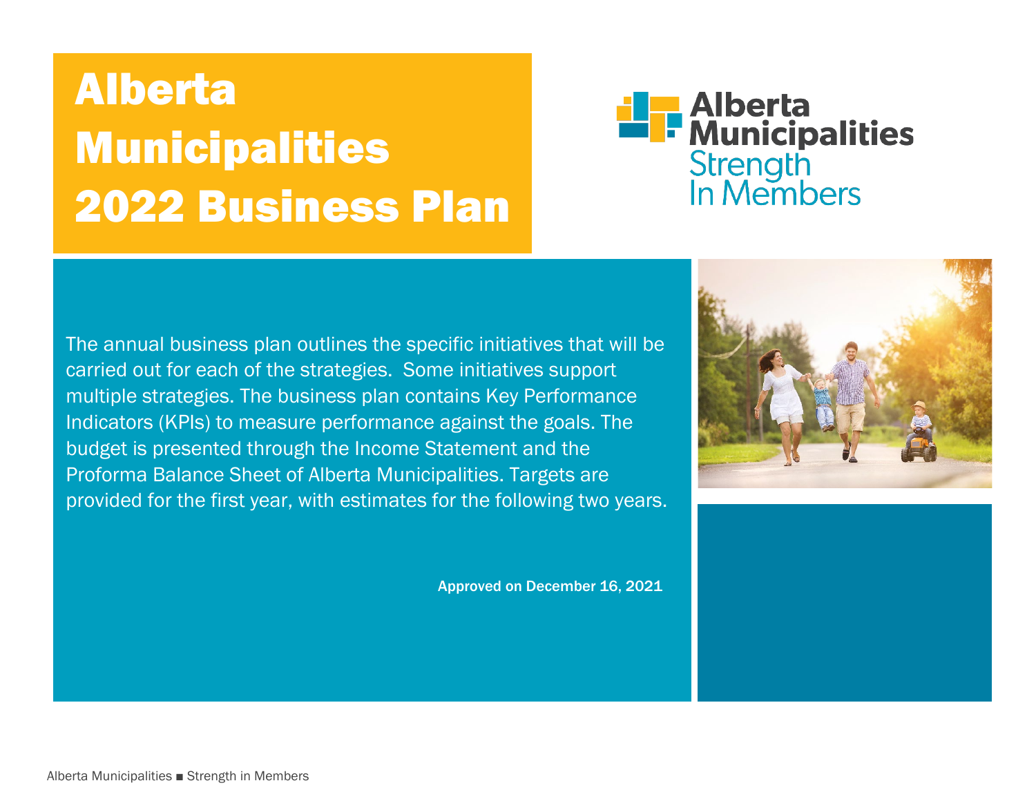# Alberta Municipalities 2022 Business Plan

Alberta Municipalities
Strength In Members

The annual business plan outlines the specific initiatives that will be carried out for each of the strategies. Some initiatives support multiple strategies. The business plan contains Key Performance Indicators (KPIs) to measure performance against the goals. The budget is presented through the Income Statement and the Proforma Balance Sheet of Alberta Municipalities. Targets are provided for the first year, with estimates for the following two years.

**Approved on December 16, 2021**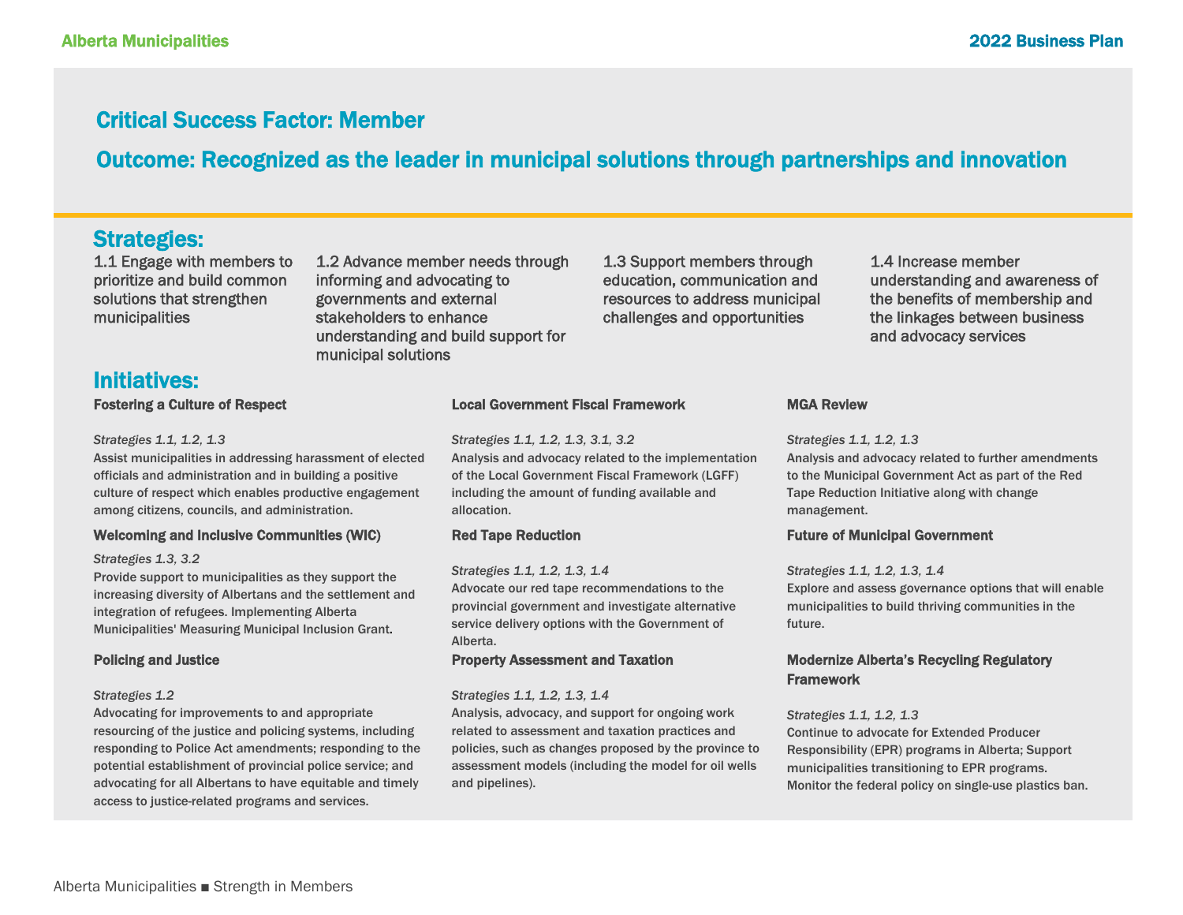## Critical Success Factor: Member

## Outcome: Recognized as the leader in municipal solutions through partnerships and innovation

### Strategies:

1.1 Engage with members to prioritize and build common solutions that strengthen municipalities

1.2 Advance member needs through informing and advocating to governments and external stakeholders to enhance understanding and build support for municipal solutions

1.3 Support members through education, communication and resources to address municipal challenges and opportunities

1.4 Increase member understanding and awareness of the benefits of membership and the linkages between business and advocacy services

### Initiatives:

**Fostering a Culture of Respect**

*Strategies 1.1, 1.2, 1.3*

Assist municipalities in addressing harassment of elected officials and administration and in building a positive culture of respect which enables productive engagement among citizens, councils, and administration.

**Welcoming and Inclusive Communities (WIC)**

*Strategies 1.3, 3.2*

Provide support to municipalities as they support the increasing diversity of Albertans and the settlement and integration of refugees. Implementing Alberta Municipalities' Measuring Municipal Inclusion Grant.

**Policing and Justice**

*Strategies 1.2*

Advocating for improvements to and appropriate resourcing of the justice and policing systems, including responding to Police Act amendments; responding to the potential establishment of provincial police service; and advocating for all Albertans to have equitable and timely access to justice-related programs and services.

**Local Government Fiscal Framework**

*Strategies 1.1, 1.2, 1.3, 3.1, 3.2*

Analysis and advocacy related to the implementation of the Local Government Fiscal Framework (LGFF) including the amount of funding available and allocation.

**Red Tape Reduction**

*Strategies 1.1, 1.2, 1.3, 1.4*

Advocate our red tape recommendations to the provincial government and investigate alternative service delivery options with the Government of Alberta.

**Property Assessment and Taxation**

*Strategies 1.1, 1.2, 1.3, 1.4*

Analysis, advocacy, and support for ongoing work related to assessment and taxation practices and policies, such as changes proposed by the province to assessment models (including the model for oil wells and pipelines).

**MGA Review**

*Strategies 1.1, 1.2, 1.3*

Analysis and advocacy related to further amendments to the Municipal Government Act as part of the Red Tape Reduction Initiative along with change management.

**Future of Municipal Government**

*Strategies 1.1, 1.2, 1.3, 1.4*

Explore and assess governance options that will enable municipalities to build thriving communities in the future.

**Modernize Alberta's Recycling Regulatory Framework**

*Strategies 1.1, 1.2, 1.3*

Continue to advocate for Extended Producer Responsibility (EPR) programs in Alberta; Support municipalities transitioning to EPR programs. Monitor the federal policy on single-use plastics ban.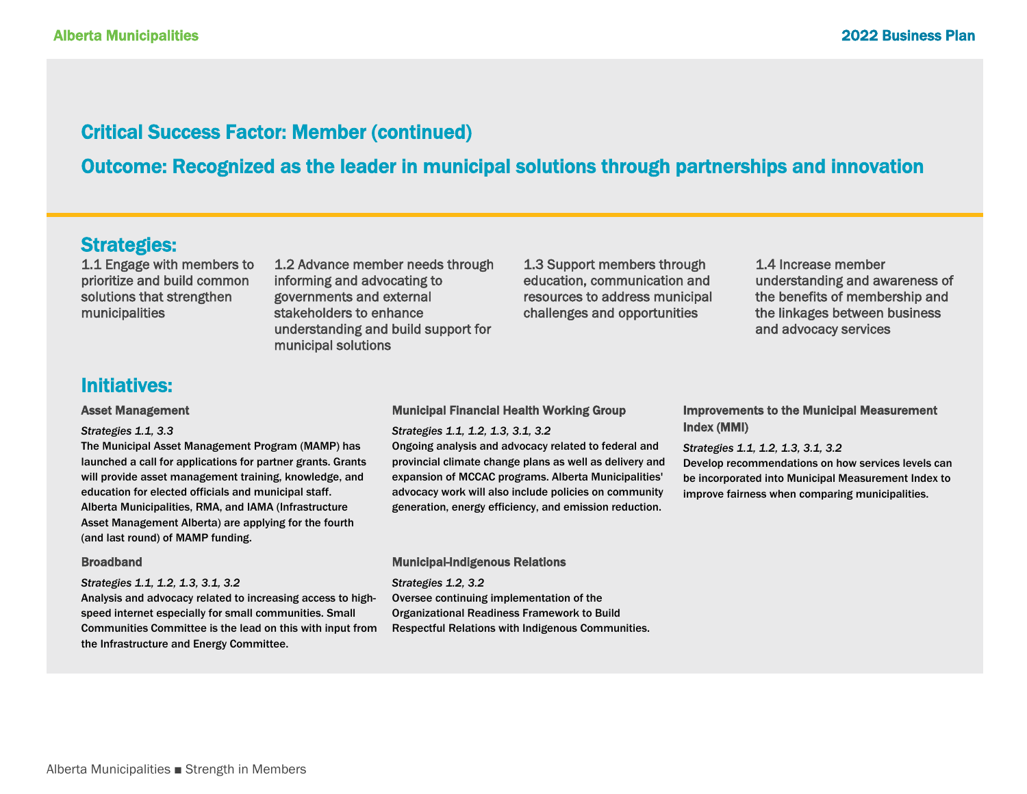## Critical Success Factor: Member (continued)

## Outcome: Recognized as the leader in municipal solutions through partnerships and innovation

### Strategies:

1.1 Engage with members to prioritize and build common solutions that strengthen municipalities

1.2 Advance member needs through informing and advocating to governments and external stakeholders to enhance understanding and build support for municipal solutions

1.3 Support members through education, communication and resources to address municipal challenges and opportunities

1.4 Increase member understanding and awareness of the benefits of membership and the linkages between business and advocacy services

### Initiatives:

**Asset Management**

*Strategies 1.1, 3.3*

The Municipal Asset Management Program (MAMP) has launched a call for applications for partner grants. Grants will provide asset management training, knowledge, and education for elected officials and municipal staff. Alberta Municipalities, RMA, and IAMA (Infrastructure Asset Management Alberta) are applying for the fourth (and last round) of MAMP funding.

**Broadband**

*Strategies 1.1, 1.2, 1.3, 3.1, 3.2*

Analysis and advocacy related to increasing access to high-speed internet especially for small communities. Small Communities Committee is the lead on this with input from the Infrastructure and Energy Committee.

**Municipal Financial Health Working Group**

*Strategies 1.1, 1.2, 1.3, 3.1, 3.2*

Ongoing analysis and advocacy related to federal and provincial climate change plans as well as delivery and expansion of MCCAC programs. Alberta Municipalities' advocacy work will also include policies on community generation, energy efficiency, and emission reduction.

**Municipal-Indigenous Relations**

*Strategies 1.2, 3.2*

Oversee continuing implementation of the Organizational Readiness Framework to Build Respectful Relations with Indigenous Communities.

**Improvements to the Municipal Measurement Index (MMI)**

*Strategies 1.1, 1.2, 1.3, 3.1, 3.2*

Develop recommendations on how services levels can be incorporated into Municipal Measurement Index to improve fairness when comparing municipalities.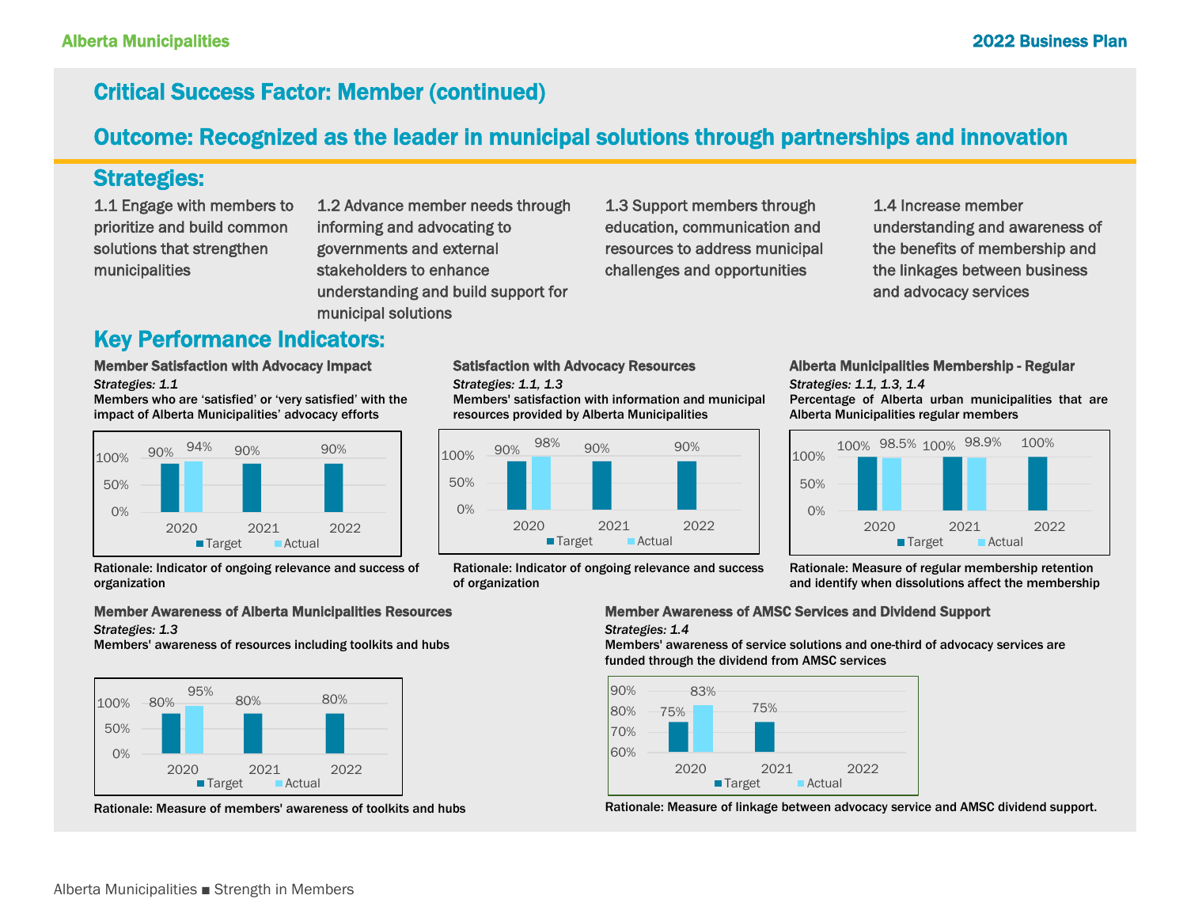## Critical Success Factor: Member (continued)

## Outcome: Recognized as the leader in municipal solutions through partnerships and innovation

### Strategies:

1.1 Engage with members to prioritize and build common solutions that strengthen municipalities

1.2 Advance member needs through informing and advocating to governments and external stakeholders to enhance understanding and build support for municipal solutions

1.3 Support members through education, communication and resources to address municipal challenges and opportunities

1.4 Increase member understanding and awareness of the benefits of membership and the linkages between business and advocacy services

### Key Performance Indicators:

**Member Satisfaction with Advocacy Impact**

***Strategies: 1.1***

**Members who are 'satisfied' or 'very satisfied' with the impact of Alberta Municipalities' advocacy efforts**

100%
50%
0%
90% 94% 90% 90%
2020 2021 2022
Target Actual

**Rationale: Indicator of ongoing relevance and success of organization**

**Satisfaction with Advocacy Resources**

***Strategies: 1.1, 1.3***

**Members' satisfaction with information and municipal resources provided by Alberta Municipalities**

100%
50%
0%
90% 98% 90% 90%
2020 2021 2022
Target Actual

**Rationale: Indicator of ongoing relevance and success of organization**

**Alberta Municipalities Membership - Regular**

***Strategies: 1.1, 1.3, 1.4***

**Percentage of Alberta urban municipalities that are Alberta Municipalities regular members**

100%
50%
0%
100% 98.5% 100% 98.9% 100%
2020 2021 2022
Target Actual

**Rationale: Measure of regular membership retention and identify when dissolutions affect the membership**

**Member Awareness of Alberta Municipalities Resources**

***Strategies: 1.3***

**Members' awareness of resources including toolkits and hubs**

100%
50%
0%
80% 95% 80% 80%
2020 2021 2022
Target Actual

**Rationale: Measure of members' awareness of toolkits and hubs**

**Member Awareness of AMSC Services and Dividend Support**

***Strategies: 1.4***

**Members' awareness of service solutions and one-third of advocacy services are funded through the dividend from AMSC services**

90%
80%
70%
60%
75% 83% 75%
2020 2021 2022
Target Actual

**Rationale: Measure of linkage between advocacy service and AMSC dividend support.**